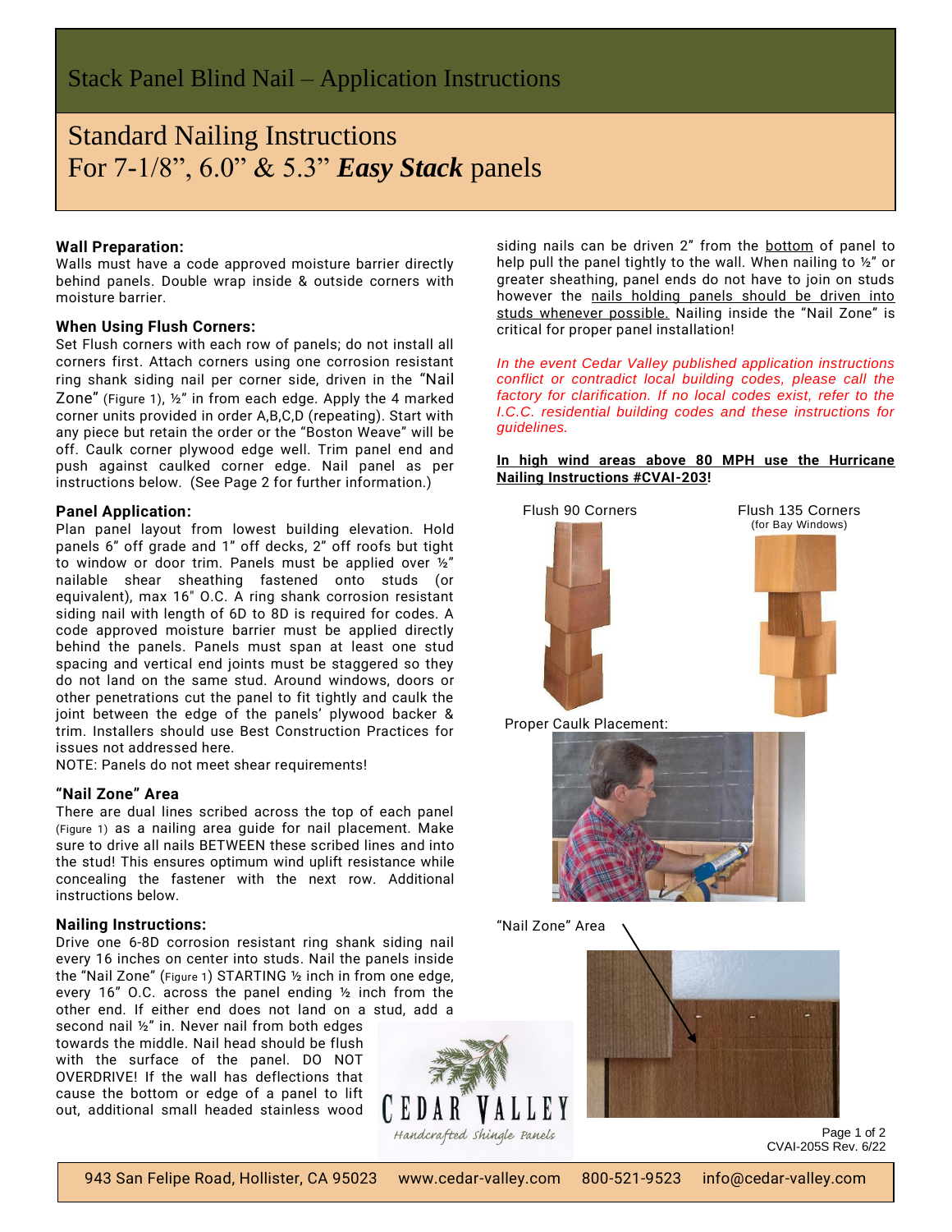# Stack Panel Blind Nail – Application Instructions

## Standard Nailing Instructions
## For 7-1/8", 6.0" & 5.3" ***Easy Stack*** panels

### Wall Preparation:

Walls must have a code approved moisture barrier directly behind panels. Double wrap inside & outside corners with moisture barrier.

### When Using Flush Corners:

Set Flush corners with each row of panels; do not install all corners first. Attach corners using one corrosion resistant ring shank siding nail per corner side, driven in the "Nail Zone" (Figure 1), ½" in from each edge. Apply the 4 marked corner units provided in order A,B,C,D (repeating). Start with any piece but retain the order or the "Boston Weave" will be off. Caulk corner plywood edge well. Trim panel end and push against caulked corner edge. Nail panel as per instructions below. (See Page 2 for further information.)

### Panel Application:

Plan panel layout from lowest building elevation. Hold panels 6" off grade and 1" off decks, 2" off roofs but tight to window or door trim. Panels must be applied over ½" nailable shear sheathing fastened onto studs (or equivalent), max 16" O.C. A ring shank corrosion resistant siding nail with length of 6D to 8D is required for codes. A code approved moisture barrier must be applied directly behind the panels. Panels must span at least one stud spacing and vertical end joints must be staggered so they do not land on the same stud. Around windows, doors or other penetrations cut the panel to fit tightly and caulk the joint between the edge of the panels' plywood backer & trim. Installers should use Best Construction Practices for issues not addressed here.

NOTE: Panels do not meet shear requirements!

### "Nail Zone" Area

There are dual lines scribed across the top of each panel (Figure 1) as a nailing area guide for nail placement. Make sure to drive all nails BETWEEN these scribed lines and into the stud! This ensures optimum wind uplift resistance while concealing the fastener with the next row. Additional instructions below.

### Nailing Instructions:

Drive one 6-8D corrosion resistant ring shank siding nail every 16 inches on center into studs. Nail the panels inside the "Nail Zone" (Figure 1) STARTING ½ inch in from one edge, every 16" O.C. across the panel ending ½ inch from the other end. If either end does not land on a stud, add a second nail ½" in. Never nail from both edges towards the middle. Nail head should be flush with the surface of the panel. DO NOT OVERDRIVE! If the wall has deflections that cause the bottom or edge of a panel to lift out, additional small headed stainless wood siding nails can be driven 2" from the <u>bottom</u> of panel to help pull the panel tightly to the wall. When nailing to ½" or greater sheathing, panel ends do not have to join on studs however the <u>nails holding panels should be driven into studs whenever possible.</u> Nailing inside the "Nail Zone" is critical for proper panel installation!

*In the event Cedar Valley published application instructions conflict or contradict local building codes, please call the factory for clarification. If no local codes exist, refer to the I.C.C. residential building codes and these instructions for guidelines.*

**<u>In high wind areas above 80 MPH use the Hurricane Nailing Instructions #CVAI-203!</u>**

Flush 90 Corners

Flush 135 Corners (for Bay Windows)

Proper Caulk Placement:

"Nail Zone" Area

CEDAR VALLEY
*Handcrafted Shingle Panels*

CVAI-205S Rev. 6/22

943 San Felipe Road, Hollister, CA 95023 www.cedar-valley.com 800-521-9523 info@cedar-valley.com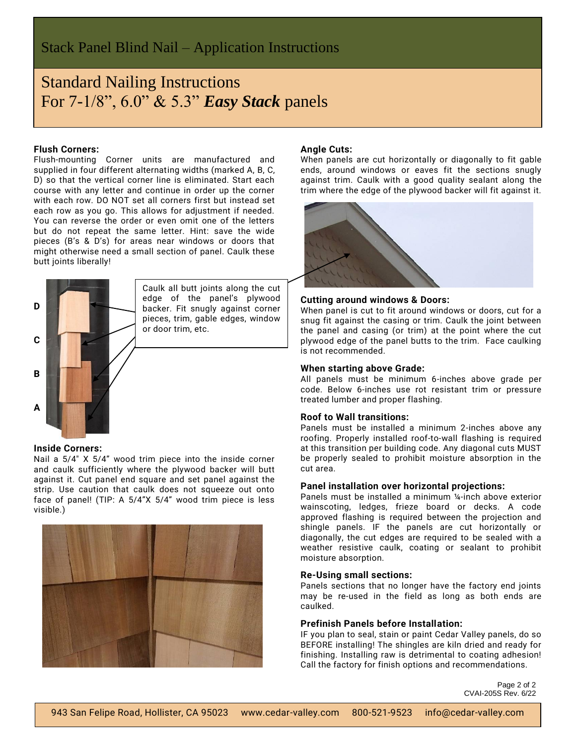# Stack Panel Blind Nail – Application Instructions

## Standard Nailing Instructions
## For 7-1/8", 6.0" & 5.3" ***Easy Stack*** panels

**Flush Corners:**
Flush-mounting Corner units are manufactured and supplied in four different alternating widths (marked A, B, C, D) so that the vertical corner line is eliminated. Start each course with any letter and continue in order up the corner with each row. DO NOT set all corners first but instead set each row as you go. This allows for adjustment if needed. You can reverse the order or even omit one of the letters but do not repeat the same letter. Hint: save the wide pieces (B's & D's) for areas near windows or doors that might otherwise need a small section of panel. Caulk these butt joints liberally!

D

C

B

A

Caulk all butt joints along the cut edge of the panel's plywood backer. Fit snugly against corner pieces, trim, gable edges, window or door trim, etc.

**Inside Corners:**
Nail a 5/4" X 5/4" wood trim piece into the inside corner and caulk sufficiently where the plywood backer will butt against it. Cut panel end square and set panel against the strip. Use caution that caulk does not squeeze out onto face of panel! (TIP: A 5/4"X 5/4" wood trim piece is less visible.)

**Angle Cuts:**
When panels are cut horizontally or diagonally to fit gable ends, around windows or eaves fit the sections snugly against trim. Caulk with a good quality sealant along the trim where the edge of the plywood backer will fit against it.

**Cutting around windows & Doors:**
When panel is cut to fit around windows or doors, cut for a snug fit against the casing or trim. Caulk the joint between the panel and casing (or trim) at the point where the cut plywood edge of the panel butts to the trim. Face caulking is not recommended.

**When starting above Grade:**
All panels must be minimum 6-inches above grade per code. Below 6-inches use rot resistant trim or pressure treated lumber and proper flashing.

**Roof to Wall transitions:**
Panels must be installed a minimum 2-inches above any roofing. Properly installed roof-to-wall flashing is required at this transition per building code. Any diagonal cuts MUST be properly sealed to prohibit moisture absorption in the cut area.

**Panel installation over horizontal projections:**
Panels must be installed a minimum ¼-inch above exterior wainscoting, ledges, frieze board or decks. A code approved flashing is required between the projection and shingle panels. IF the panels are cut horizontally or diagonally, the cut edges are required to be sealed with a weather resistive caulk, coating or sealant to prohibit moisture absorption.

**Re-Using small sections:**
Panels sections that no longer have the factory end joints may be re-used in the field as long as both ends are caulked.

**Prefinish Panels before Installation:**
IF you plan to seal, stain or paint Cedar Valley panels, do so BEFORE installing! The shingles are kiln dried and ready for finishing. Installing raw is detrimental to coating adhesion! Call the factory for finish options and recommendations.

CVAI-205S Rev. 6/22

943 San Felipe Road, Hollister, CA 95023 www.cedar-valley.com 800-521-9523 info@cedar-valley.com